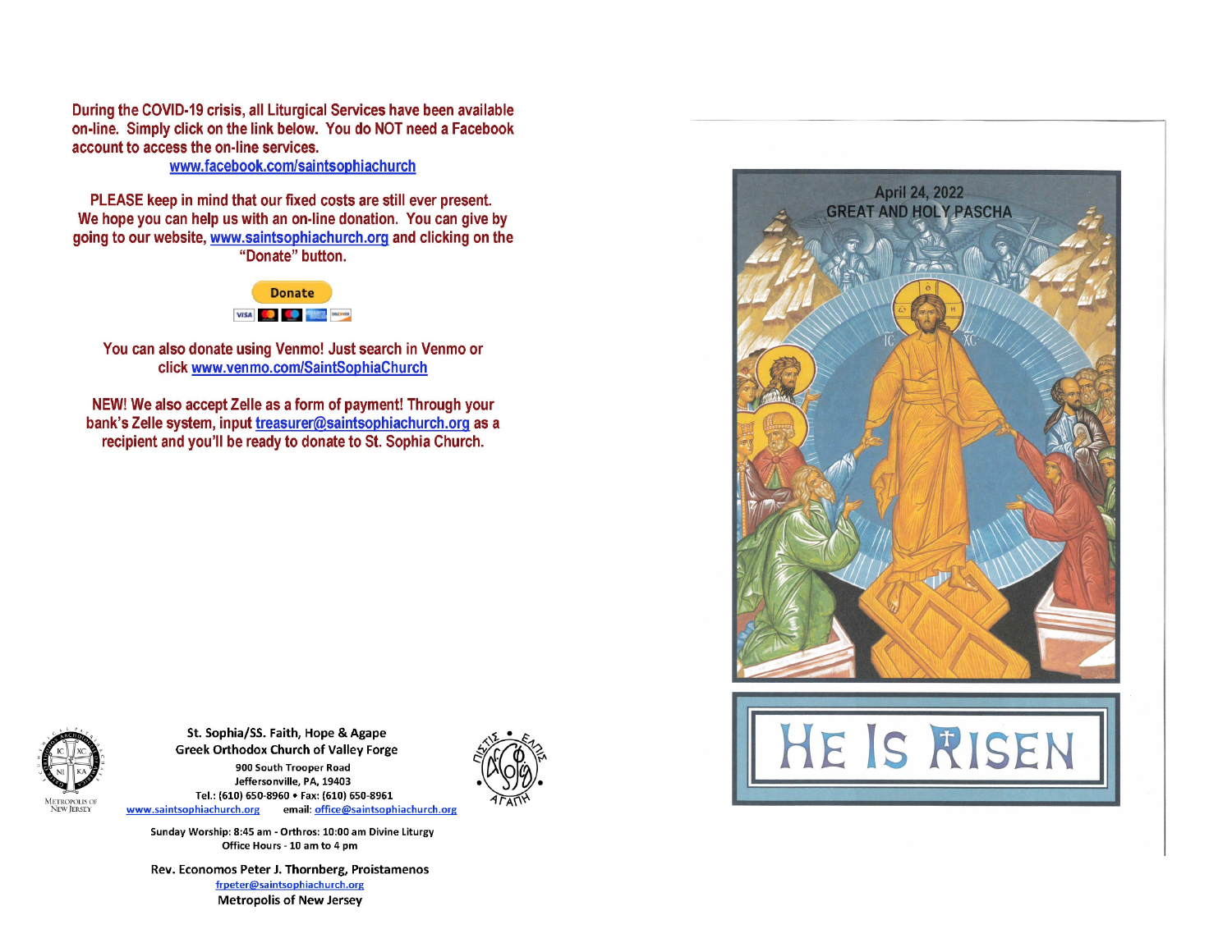During the COVID-19 crisis, all Liturgical Services have been available on-line. Simply click on the link below. You do NOT need a Facebook account to access the on-line services.

www.facebook.com/saintsophiachurch

PLEASE keep in mind that our fixed costs are still ever present. We hope you can help us with an on-line donation. You can give by going to our website, www.saintsophiachurch.org and clicking on the "Donate" button.

Donate

You can also donate using Venmo! Just search in Venmo or click www.venmo.com/SaintSophiaChurch

NEW! We also accept Zelle as a form of payment! Through your bank's Zelle system, input treasurer@saintsophiachurch.org as a recipient and you'll be ready to donate to St. Sophia Church.

**St. Sophia/SS. Faith, Hope & Agape**
**Greek Orthodox Church of Valley Forge**

900 South Trooper Road
Jeffersonville, PA, 19403
Tel.: (610) 650-8960 • Fax: (610) 650-8961
www.saintsophiachurch.org email: office@saintsophiachurch.org

Sunday Worship: 8:45 am - Orthros: 10:00 am Divine Liturgy
Office Hours - 10 am to 4 pm

Rev. Economos Peter J. Thornberg, Proistamenos
frpeter@saintsophiachurch.org
Metropolis of New Jersey

April 24, 2022
GREAT AND HOLY PASCHA

# HE IS RISEN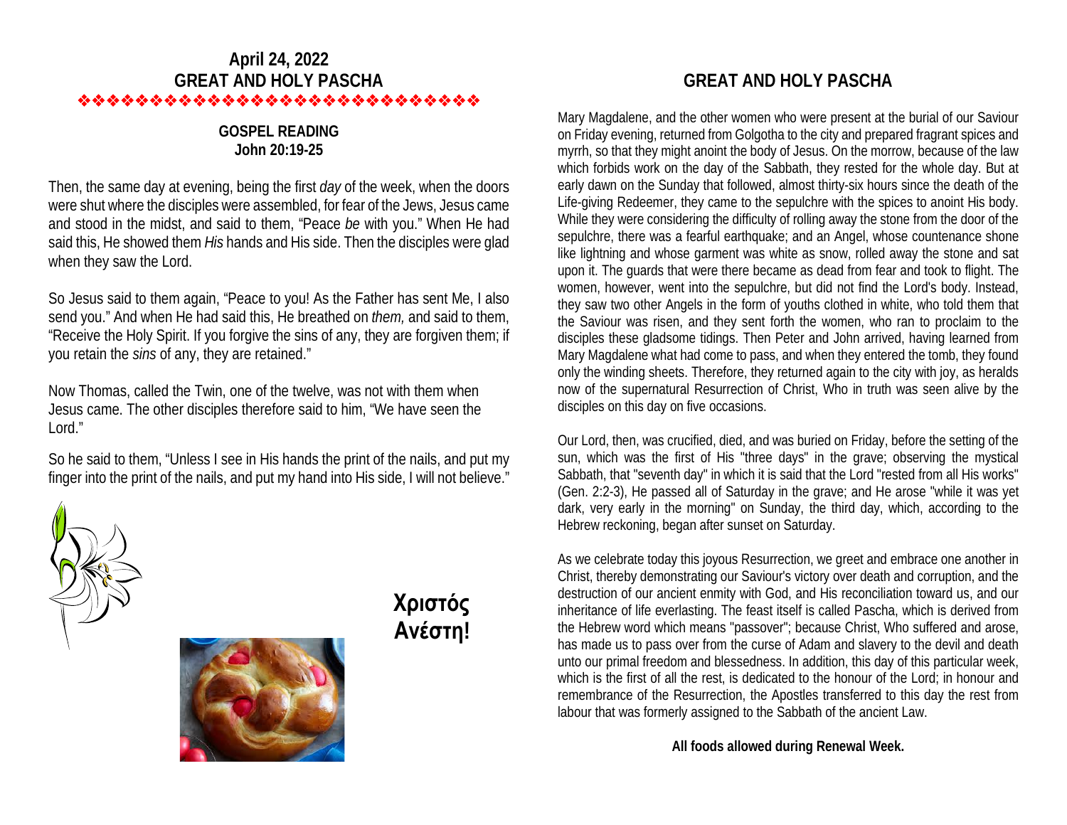**April 24, 2022**
**GREAT AND HOLY PASCHA**

❖❖❖❖❖❖❖❖❖❖❖❖❖❖❖❖❖❖❖❖❖❖❖❖❖❖❖❖❖❖

**GOSPEL READING**
**John 20:19-25**

Then, the same day at evening, being the first *day* of the week, when the doors were shut where the disciples were assembled, for fear of the Jews, Jesus came and stood in the midst, and said to them, "Peace *be* with you." When He had said this, He showed them *His* hands and His side. Then the disciples were glad when they saw the Lord.

So Jesus said to them again, "Peace to you! As the Father has sent Me, I also send you." And when He had said this, He breathed on *them,* and said to them, "Receive the Holy Spirit. If you forgive the sins of any, they are forgiven them; if you retain the *sins* of any, they are retained."

Now Thomas, called the Twin, one of the twelve, was not with them when Jesus came. The other disciples therefore said to him, "We have seen the Lord."

So he said to them, "Unless I see in His hands the print of the nails, and put my finger into the print of the nails, and put my hand into His side, I will not believe."

**Χριστός Ανέστη!**

## GREAT AND HOLY PASCHA

Mary Magdalene, and the other women who were present at the burial of our Saviour on Friday evening, returned from Golgotha to the city and prepared fragrant spices and myrrh, so that they might anoint the body of Jesus. On the morrow, because of the law which forbids work on the day of the Sabbath, they rested for the whole day. But at early dawn on the Sunday that followed, almost thirty-six hours since the death of the Life-giving Redeemer, they came to the sepulchre with the spices to anoint His body. While they were considering the difficulty of rolling away the stone from the door of the sepulchre, there was a fearful earthquake; and an Angel, whose countenance shone like lightning and whose garment was white as snow, rolled away the stone and sat upon it. The guards that were there became as dead from fear and took to flight. The women, however, went into the sepulchre, but did not find the Lord's body. Instead, they saw two other Angels in the form of youths clothed in white, who told them that the Saviour was risen, and they sent forth the women, who ran to proclaim to the disciples these gladsome tidings. Then Peter and John arrived, having learned from Mary Magdalene what had come to pass, and when they entered the tomb, they found only the winding sheets. Therefore, they returned again to the city with joy, as heralds now of the supernatural Resurrection of Christ, Who in truth was seen alive by the disciples on this day on five occasions.

Our Lord, then, was crucified, died, and was buried on Friday, before the setting of the sun, which was the first of His "three days" in the grave; observing the mystical Sabbath, that "seventh day" in which it is said that the Lord "rested from all His works" (Gen. 2:2-3), He passed all of Saturday in the grave; and He arose "while it was yet dark, very early in the morning" on Sunday, the third day, which, according to the Hebrew reckoning, began after sunset on Saturday.

As we celebrate today this joyous Resurrection, we greet and embrace one another in Christ, thereby demonstrating our Saviour's victory over death and corruption, and the destruction of our ancient enmity with God, and His reconciliation toward us, and our inheritance of life everlasting. The feast itself is called Pascha, which is derived from the Hebrew word which means "passover"; because Christ, Who suffered and arose, has made us to pass over from the curse of Adam and slavery to the devil and death unto our primal freedom and blessedness. In addition, this day of this particular week, which is the first of all the rest, is dedicated to the honour of the Lord; in honour and remembrance of the Resurrection, the Apostles transferred to this day the rest from labour that was formerly assigned to the Sabbath of the ancient Law.

**All foods allowed during Renewal Week.**